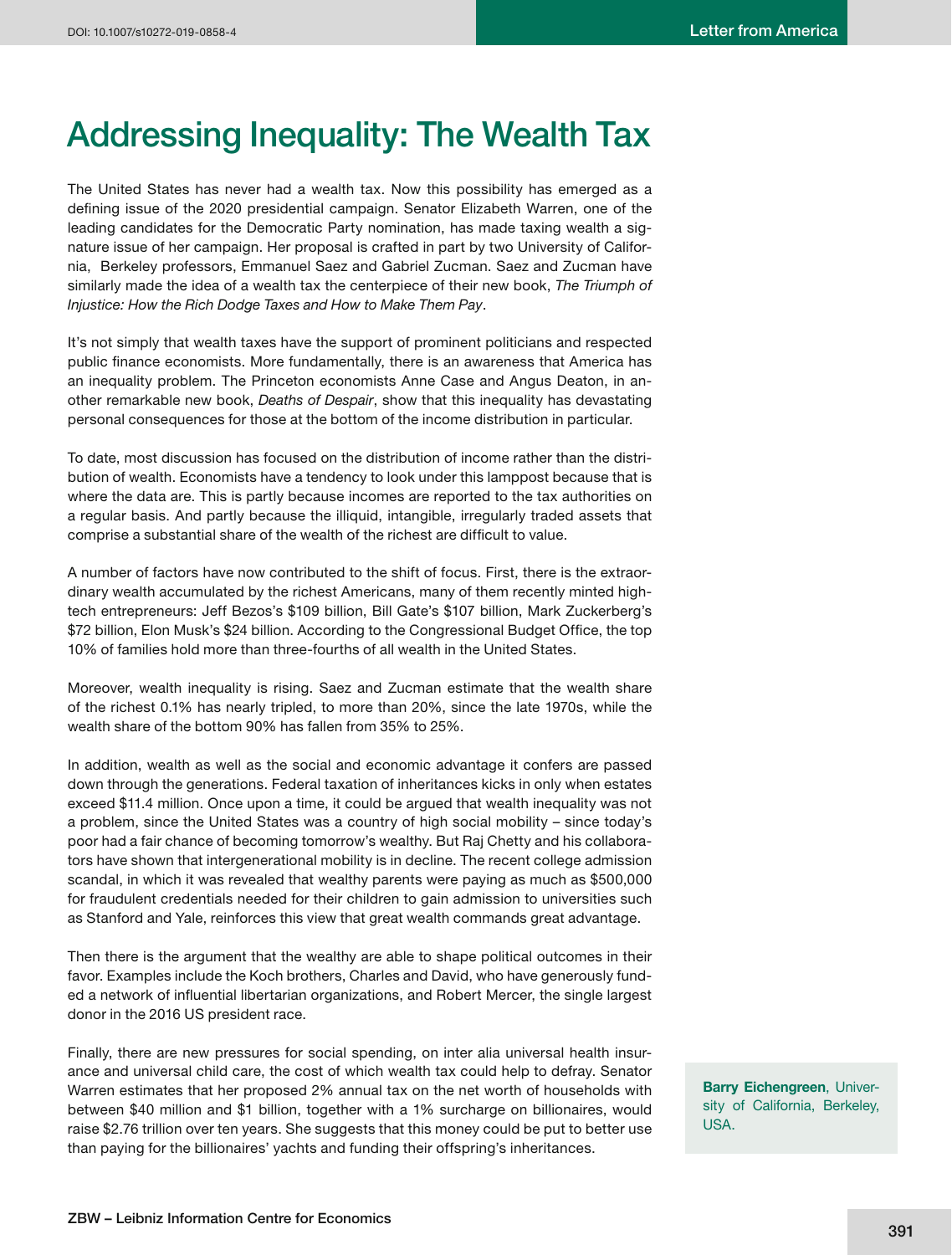# Addressing Inequality: The Wealth Tax

The United States has never had a wealth tax. Now this possibility has emerged as a defining issue of the 2020 presidential campaign. Senator Elizabeth Warren, one of the leading candidates for the Democratic Party nomination, has made taxing wealth a signature issue of her campaign. Her proposal is crafted in part by two University of California, Berkeley professors, Emmanuel Saez and Gabriel Zucman. Saez and Zucman have similarly made the idea of a wealth tax the centerpiece of their new book, *The Triumph of Injustice: How the Rich Dodge Taxes and How to Make Them Pay*.

It's not simply that wealth taxes have the support of prominent politicians and respected public finance economists. More fundamentally, there is an awareness that America has an inequality problem. The Princeton economists Anne Case and Angus Deaton, in another remarkable new book, *Deaths of Despair*, show that this inequality has devastating personal consequences for those at the bottom of the income distribution in particular.

To date, most discussion has focused on the distribution of income rather than the distribution of wealth. Economists have a tendency to look under this lamppost because that is where the data are. This is partly because incomes are reported to the tax authorities on a regular basis. And partly because the illiquid, intangible, irregularly traded assets that comprise a substantial share of the wealth of the richest are difficult to value.

A number of factors have now contributed to the shift of focus. First, there is the extraordinary wealth accumulated by the richest Americans, many of them recently minted high-tech entrepreneurs: Jeff Bezos's $109 billion, Bill Gate's $107 billion, Mark Zuckerberg's $72 billion, Elon Musk's $24 billion. According to the Congressional Budget Office, the top 10% of families hold more than three-fourths of all wealth in the United States.

Moreover, wealth inequality is rising. Saez and Zucman estimate that the wealth share of the richest 0.1% has nearly tripled, to more than 20%, since the late 1970s, while the wealth share of the bottom 90% has fallen from 35% to 25%.

In addition, wealth as well as the social and economic advantage it confers are passed down through the generations. Federal taxation of inheritances kicks in only when estates exceed $11.4 million. Once upon a time, it could be argued that wealth inequality was not a problem, since the United States was a country of high social mobility – since today's poor had a fair chance of becoming tomorrow's wealthy. But Raj Chetty and his collaborators have shown that intergenerational mobility is in decline. The recent college admission scandal, in which it was revealed that wealthy parents were paying as much as $500,000 for fraudulent credentials needed for their children to gain admission to universities such as Stanford and Yale, reinforces this view that great wealth commands great advantage.

Then there is the argument that the wealthy are able to shape political outcomes in their favor. Examples include the Koch brothers, Charles and David, who have generously funded a network of influential libertarian organizations, and Robert Mercer, the single largest donor in the 2016 US president race.

Finally, there are new pressures for social spending, on inter alia universal health insurance and universal child care, the cost of which wealth tax could help to defray. Senator Warren estimates that her proposed 2% annual tax on the net worth of households with between $40 million and $1 billion, together with a 1% surcharge on billionaires, would raise $2.76 trillion over ten years. She suggests that this money could be put to better use than paying for the billionaires' yachts and funding their offspring's inheritances.

**Barry Eichengreen**, University of California, Berkeley, USA.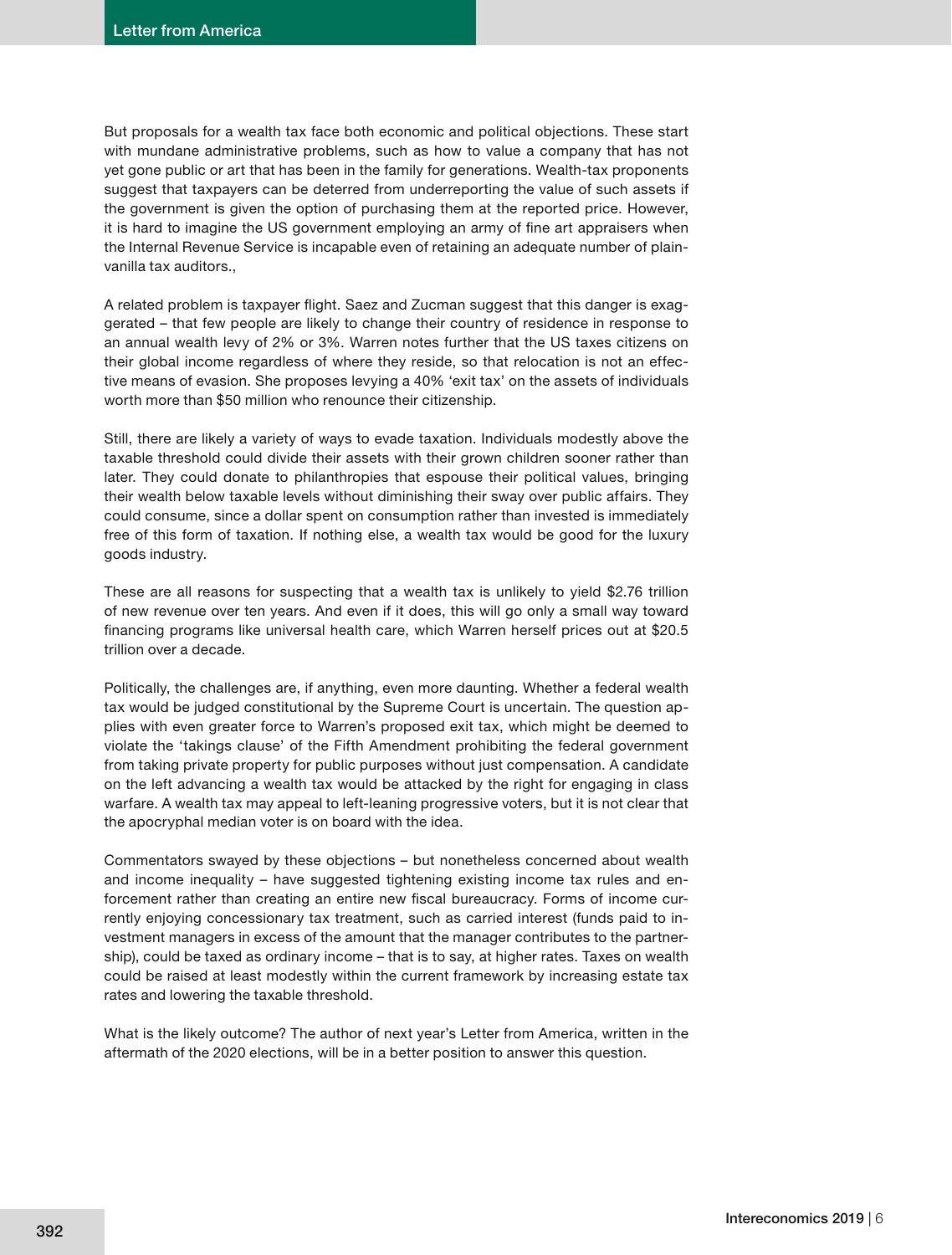But proposals for a wealth tax face both economic and political objections. These start with mundane administrative problems, such as how to value a company that has not yet gone public or art that has been in the family for generations. Wealth-tax proponents suggest that taxpayers can be deterred from underreporting the value of such assets if the government is given the option of purchasing them at the reported price. However, it is hard to imagine the US government employing an army of fine art appraisers when the Internal Revenue Service is incapable even of retaining an adequate number of plain-vanilla tax auditors.,

A related problem is taxpayer flight. Saez and Zucman suggest that this danger is exaggerated – that few people are likely to change their country of residence in response to an annual wealth levy of 2% or 3%. Warren notes further that the US taxes citizens on their global income regardless of where they reside, so that relocation is not an effective means of evasion. She proposes levying a 40% 'exit tax' on the assets of individuals worth more than $50 million who renounce their citizenship.

Still, there are likely a variety of ways to evade taxation. Individuals modestly above the taxable threshold could divide their assets with their grown children sooner rather than later. They could donate to philanthropies that espouse their political values, bringing their wealth below taxable levels without diminishing their sway over public affairs. They could consume, since a dollar spent on consumption rather than invested is immediately free of this form of taxation. If nothing else, a wealth tax would be good for the luxury goods industry.

These are all reasons for suspecting that a wealth tax is unlikely to yield $2.76 trillion of new revenue over ten years. And even if it does, this will go only a small way toward financing programs like universal health care, which Warren herself prices out at $20.5 trillion over a decade.

Politically, the challenges are, if anything, even more daunting. Whether a federal wealth tax would be judged constitutional by the Supreme Court is uncertain. The question applies with even greater force to Warren's proposed exit tax, which might be deemed to violate the 'takings clause' of the Fifth Amendment prohibiting the federal government from taking private property for public purposes without just compensation. A candidate on the left advancing a wealth tax would be attacked by the right for engaging in class warfare. A wealth tax may appeal to left-leaning progressive voters, but it is not clear that the apocryphal median voter is on board with the idea.

Commentators swayed by these objections – but nonetheless concerned about wealth and income inequality – have suggested tightening existing income tax rules and enforcement rather than creating an entire new fiscal bureaucracy. Forms of income currently enjoying concessionary tax treatment, such as carried interest (funds paid to investment managers in excess of the amount that the manager contributes to the partnership), could be taxed as ordinary income – that is to say, at higher rates. Taxes on wealth could be raised at least modestly within the current framework by increasing estate tax rates and lowering the taxable threshold.

What is the likely outcome? The author of next year's Letter from America, written in the aftermath of the 2020 elections, will be in a better position to answer this question.